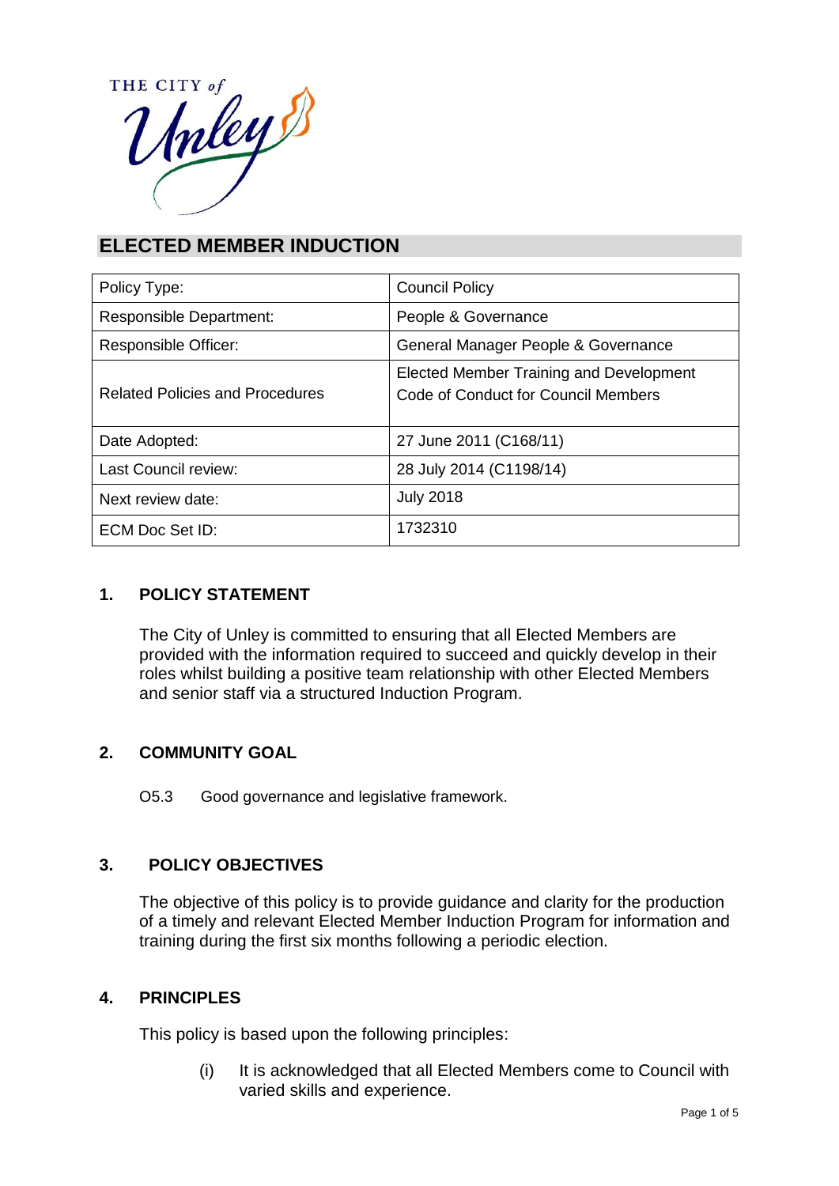# ELECTED MEMBER INDUCTION

| Policy Type: | Council Policy |
|---|---|
| Responsible Department: | People & Governance |
| Responsible Officer: | General Manager People & Governance |
| Related Policies and Procedures | Elected Member Training and Development<br>Code of Conduct for Council Members |
| Date Adopted: | 27 June 2011 (C168/11) |
| Last Council review: | 28 July 2014 (C1198/14) |
| Next review date: | July 2018 |
| ECM Doc Set ID: | 1732310 |

## 1. POLICY STATEMENT

The City of Unley is committed to ensuring that all Elected Members are provided with the information required to succeed and quickly develop in their roles whilst building a positive team relationship with other Elected Members and senior staff via a structured Induction Program.

## 2. COMMUNITY GOAL

O5.3 Good governance and legislative framework.

## 3. POLICY OBJECTIVES

The objective of this policy is to provide guidance and clarity for the production of a timely and relevant Elected Member Induction Program for information and training during the first six months following a periodic election.

## 4. PRINCIPLES

This policy is based upon the following principles:

(i) It is acknowledged that all Elected Members come to Council with varied skills and experience.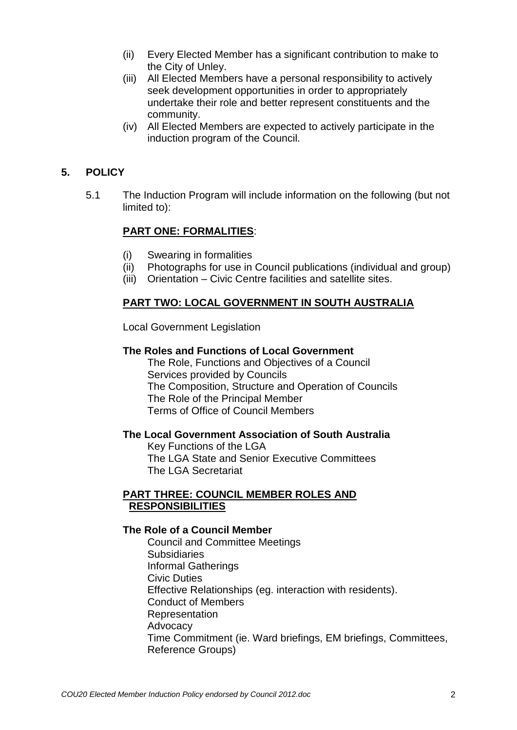(ii) Every Elected Member has a significant contribution to make to the City of Unley.

(iii) All Elected Members have a personal responsibility to actively seek development opportunities in order to appropriately undertake their role and better represent constituents and the community.

(iv) All Elected Members are expected to actively participate in the induction program of the Council.

## 5. POLICY

5.1 The Induction Program will include information on the following (but not limited to):

**PART ONE: FORMALITIES**:

(i) Swearing in formalities
(ii) Photographs for use in Council publications (individual and group)
(iii) Orientation – Civic Centre facilities and satellite sites.

**PART TWO: LOCAL GOVERNMENT IN SOUTH AUSTRALIA**

Local Government Legislation

**The Roles and Functions of Local Government**

The Role, Functions and Objectives of a Council
Services provided by Councils
The Composition, Structure and Operation of Councils
The Role of the Principal Member
Terms of Office of Council Members

**The Local Government Association of South Australia**

Key Functions of the LGA
The LGA State and Senior Executive Committees
The LGA Secretariat

**PART THREE: COUNCIL MEMBER ROLES AND RESPONSIBILITIES**

**The Role of a Council Member**

Council and Committee Meetings
Subsidiaries
Informal Gatherings
Civic Duties
Effective Relationships (eg. interaction with residents).
Conduct of Members
Representation
Advocacy
Time Commitment (ie. Ward briefings, EM briefings, Committees, Reference Groups)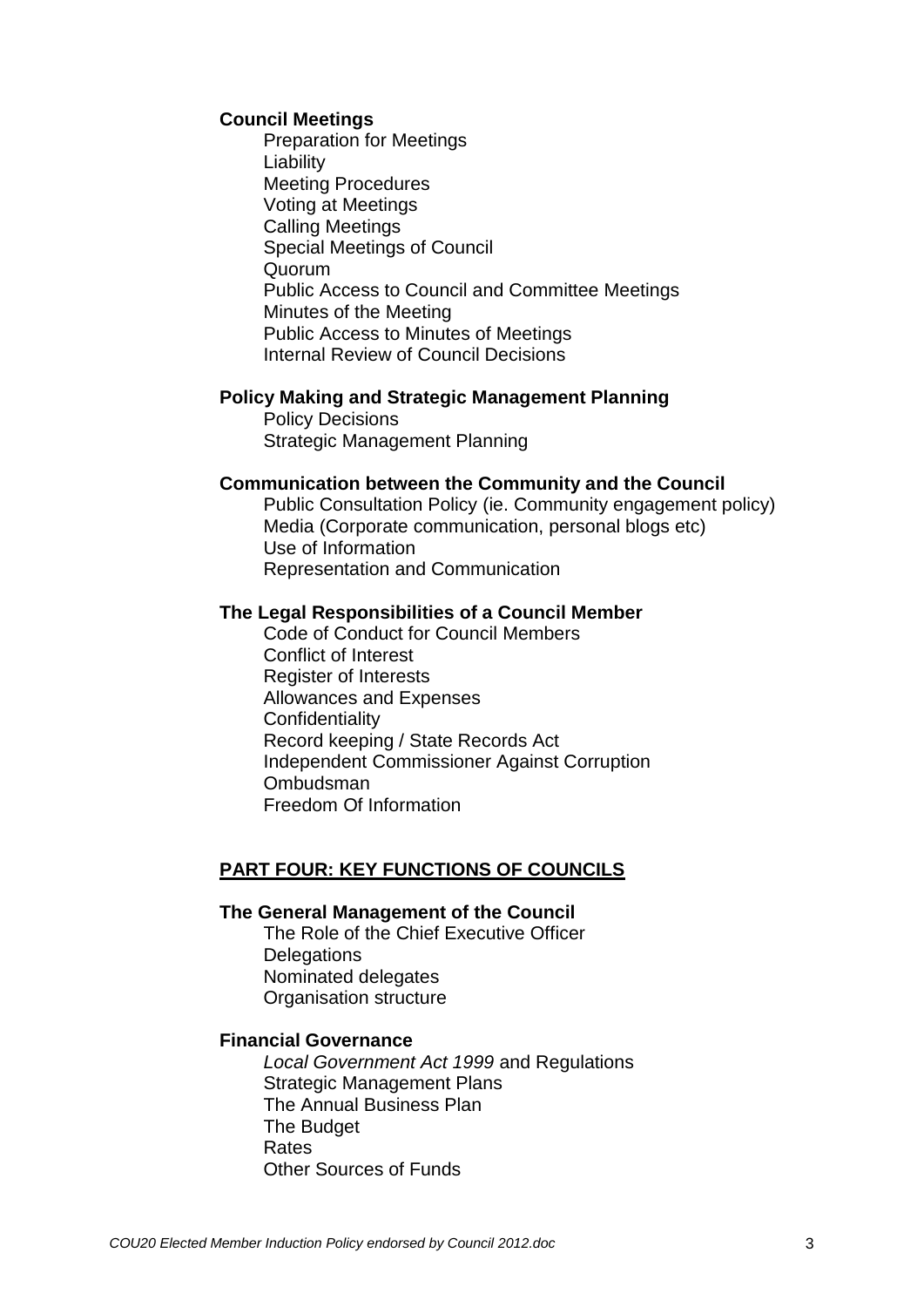**Council Meetings**

- Preparation for Meetings
- Liability
- Meeting Procedures
- Voting at Meetings
- Calling Meetings
- Special Meetings of Council
- Quorum
- Public Access to Council and Committee Meetings
- Minutes of the Meeting
- Public Access to Minutes of Meetings
- Internal Review of Council Decisions

**Policy Making and Strategic Management Planning**

- Policy Decisions
- Strategic Management Planning

**Communication between the Community and the Council**

- Public Consultation Policy (ie. Community engagement policy)
- Media (Corporate communication, personal blogs etc)
- Use of Information
- Representation and Communication

**The Legal Responsibilities of a Council Member**

- Code of Conduct for Council Members
- Conflict of Interest
- Register of Interests
- Allowances and Expenses
- Confidentiality
- Record keeping / State Records Act
- Independent Commissioner Against Corruption
- Ombudsman
- Freedom Of Information

## PART FOUR: KEY FUNCTIONS OF COUNCILS

**The General Management of the Council**

- The Role of the Chief Executive Officer
- Delegations
- Nominated delegates
- Organisation structure

**Financial Governance**

- *Local Government Act 1999* and Regulations
- Strategic Management Plans
- The Annual Business Plan
- The Budget
- Rates
- Other Sources of Funds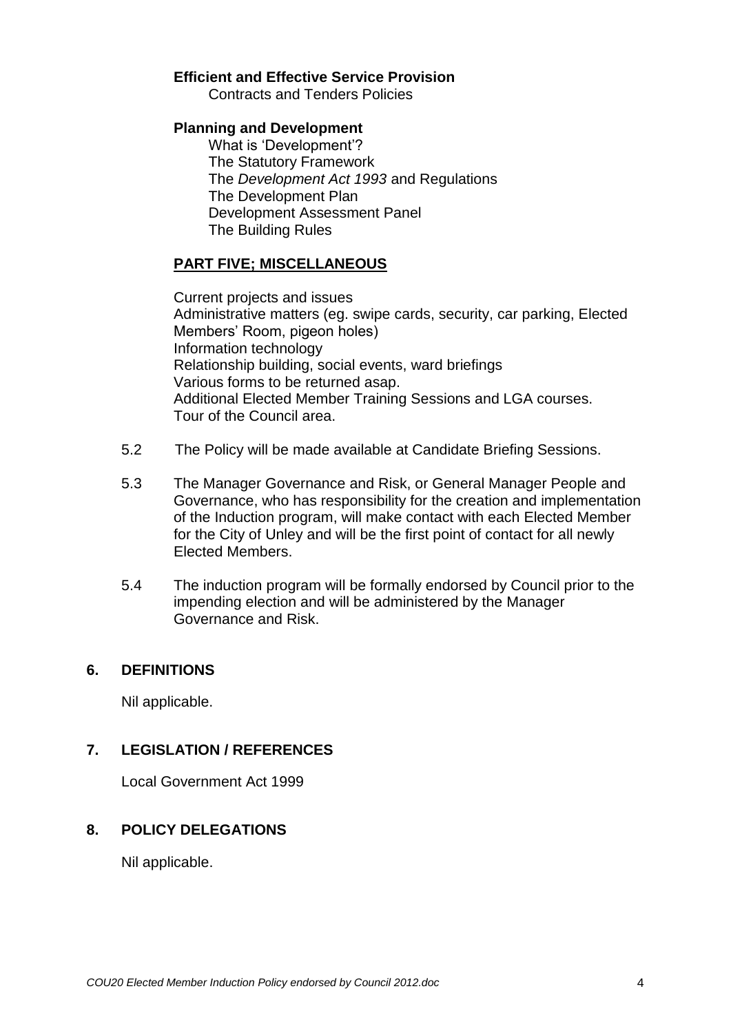**Efficient and Effective Service Provision**

Contracts and Tenders Policies

**Planning and Development**

What is 'Development'?
The Statutory Framework
The *Development Act 1993* and Regulations
The Development Plan
Development Assessment Panel
The Building Rules

**PART FIVE; MISCELLANEOUS**

Current projects and issues
Administrative matters (eg. swipe cards, security, car parking, Elected Members' Room, pigeon holes)
Information technology
Relationship building, social events, ward briefings
Various forms to be returned asap.
Additional Elected Member Training Sessions and LGA courses.
Tour of the Council area.

5.2 The Policy will be made available at Candidate Briefing Sessions.

5.3 The Manager Governance and Risk, or General Manager People and Governance, who has responsibility for the creation and implementation of the Induction program, will make contact with each Elected Member for the City of Unley and will be the first point of contact for all newly Elected Members.

5.4 The induction program will be formally endorsed by Council prior to the impending election and will be administered by the Manager Governance and Risk.

## 6. DEFINITIONS

Nil applicable.

## 7. LEGISLATION / REFERENCES

Local Government Act 1999

## 8. POLICY DELEGATIONS

Nil applicable.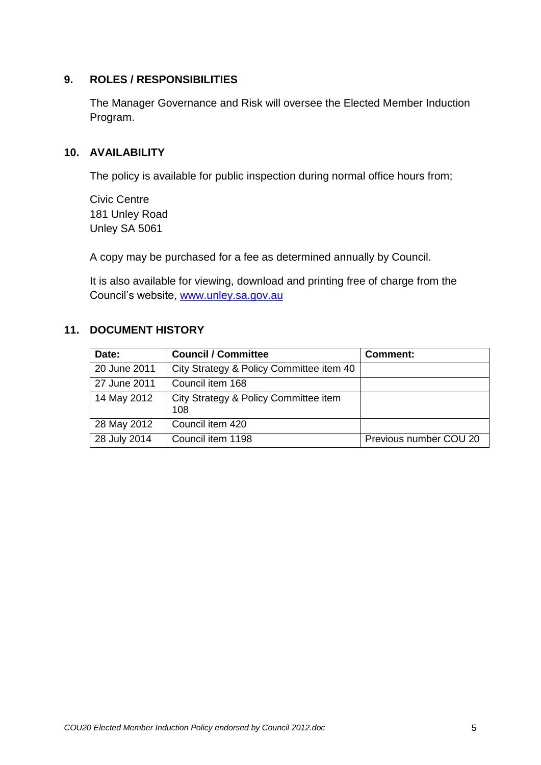## 9. ROLES / RESPONSIBILITIES

The Manager Governance and Risk will oversee the Elected Member Induction Program.

## 10. AVAILABILITY

The policy is available for public inspection during normal office hours from;

Civic Centre
181 Unley Road
Unley SA 5061

A copy may be purchased for a fee as determined annually by Council.

It is also available for viewing, download and printing free of charge from the Council's website, www.unley.sa.gov.au

## 11. DOCUMENT HISTORY

| Date: | Council / Committee | Comment: |
|---|---|---|
| 20 June 2011 | City Strategy & Policy Committee item 40 | |
| 27 June 2011 | Council item 168 | |
| 14 May 2012 | City Strategy & Policy Committee item 108 | |
| 28 May 2012 | Council item 420 | |
| 28 July 2014 | Council item 1198 | Previous number COU 20 |